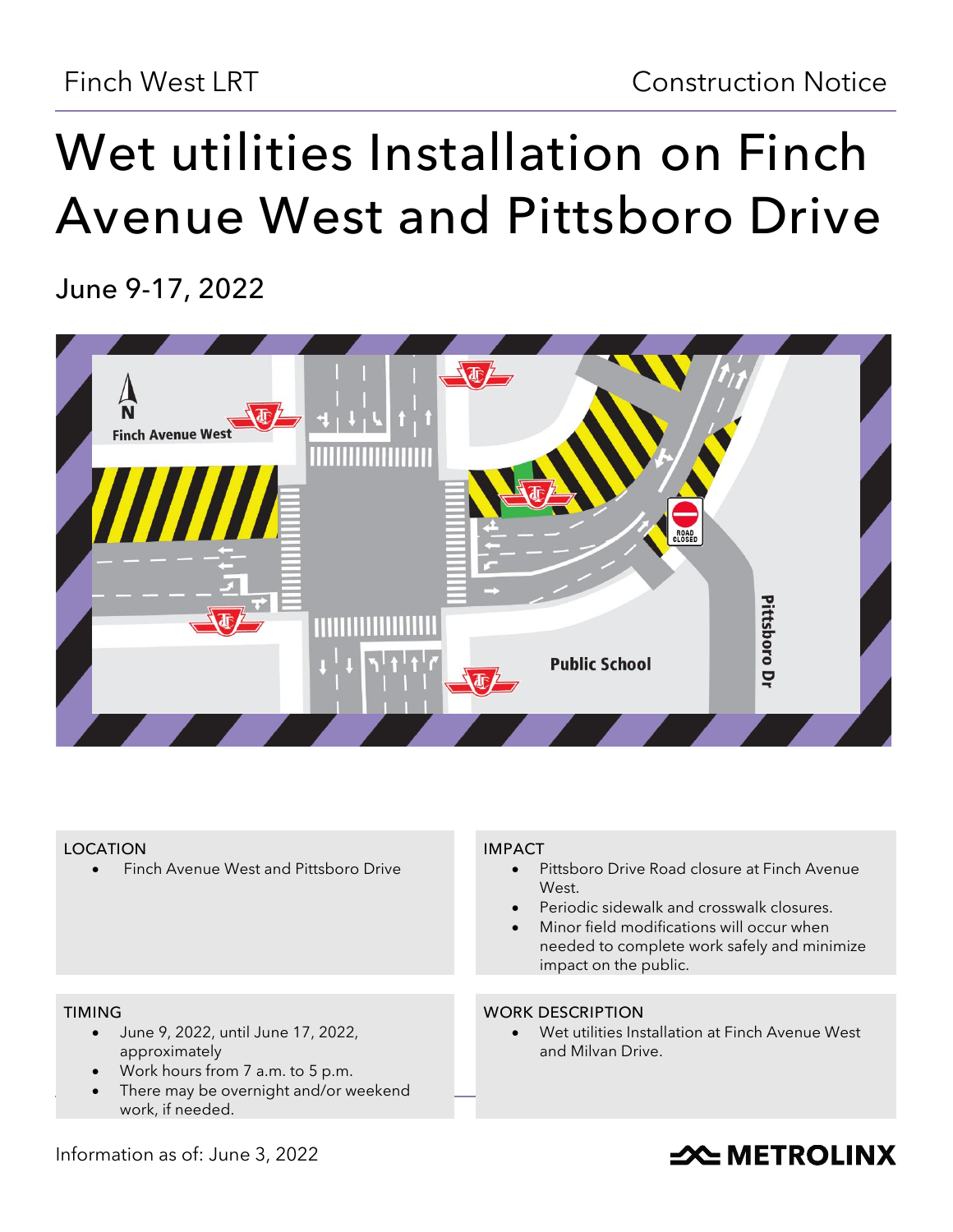Finch West LRT

Construction Notice

# Wet utilities Installation on Finch Avenue West and Pittsboro Drive

## June 9-17, 2022

### LOCATION

- Finch Avenue West and Pittsboro Drive

### IMPACT

- Pittsboro Drive Road closure at Finch Avenue West.
- Periodic sidewalk and crosswalk closures.
- Minor field modifications will occur when needed to complete work safely and minimize impact on the public.

### TIMING

- June 9, 2022, until June 17, 2022, approximately
- Work hours from 7 a.m. to 5 p.m.
- There may be overnight and/or weekend work, if needed.

### WORK DESCRIPTION

- Wet utilities Installation at Finch Avenue West and Milvan Drive.

Information as of: June 3, 2022

METROLINX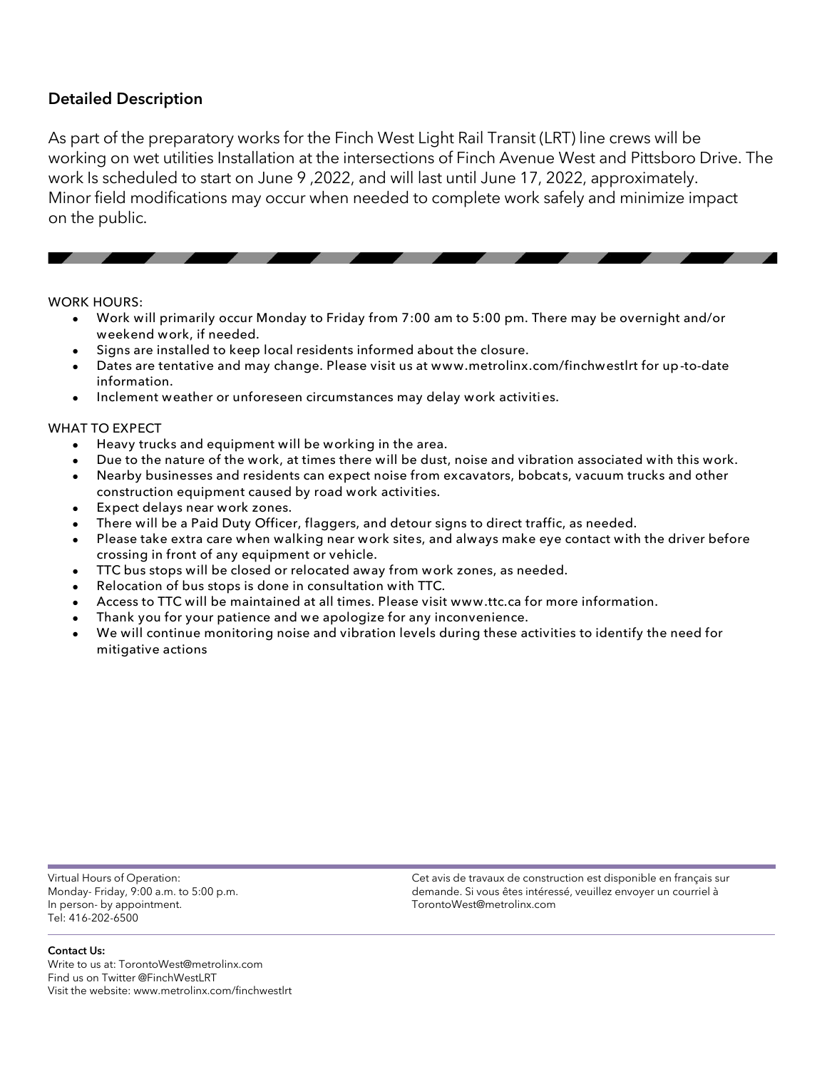## Detailed Description

As part of the preparatory works for the Finch West Light Rail Transit (LRT) line crews will be working on wet utilities Installation at the intersections of Finch Avenue West and Pittsboro Drive. The work Is scheduled to start on June 9 ,2022, and will last until June 17, 2022, approximately. Minor field modifications may occur when needed to complete work safely and minimize impact on the public.

WORK HOURS:

- Work will primarily occur Monday to Friday from 7:00 am to 5:00 pm. There may be overnight and/or weekend work, if needed.
- Signs are installed to keep local residents informed about the closure.
- Dates are tentative and may change. Please visit us at www.metrolinx.com/finchwestlrt for up-to-date information.
- Inclement weather or unforeseen circumstances may delay work activities.

WHAT TO EXPECT

- Heavy trucks and equipment will be working in the area.
- Due to the nature of the work, at times there will be dust, noise and vibration associated with this work.
- Nearby businesses and residents can expect noise from excavators, bobcats, vacuum trucks and other construction equipment caused by road work activities.
- Expect delays near work zones.
- There will be a Paid Duty Officer, flaggers, and detour signs to direct traffic, as needed.
- Please take extra care when walking near work sites, and always make eye contact with the driver before crossing in front of any equipment or vehicle.
- TTC bus stops will be closed or relocated away from work zones, as needed.
- Relocation of bus stops is done in consultation with TTC.
- Access to TTC will be maintained at all times. Please visit www.ttc.ca for more information.
- Thank you for your patience and we apologize for any inconvenience.
- We will continue monitoring noise and vibration levels during these activities to identify the need for mitigative actions

Virtual Hours of Operation:
Monday- Friday, 9:00 a.m. to 5:00 p.m.
In person- by appointment.
Tel: 416-202-6500

Cet avis de travaux de construction est disponible en français sur demande. Si vous êtes intéressé, veuillez envoyer un courriel à TorontoWest@metrolinx.com

**Contact Us:**
Write to us at: TorontoWest@metrolinx.com
Find us on Twitter @FinchWestLRT
Visit the website: www.metrolinx.com/finchwestlrt